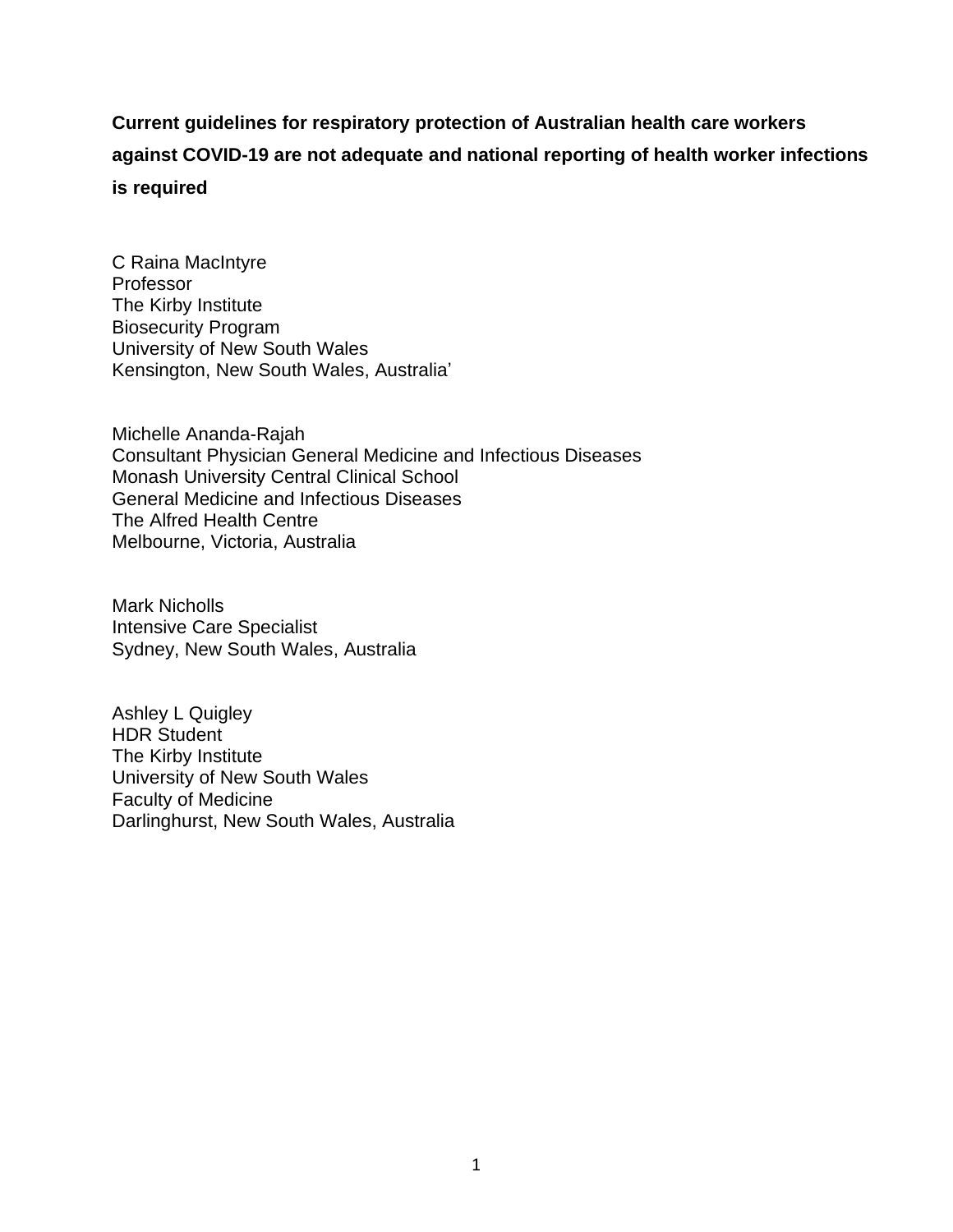# Current guidelines for respiratory protection of Australian health care workers against COVID-19 are not adequate and national reporting of health worker infections is required

C Raina MacIntyre
Professor
The Kirby Institute
Biosecurity Program
University of New South Wales
Kensington, New South Wales, Australia'

Michelle Ananda-Rajah
Consultant Physician General Medicine and Infectious Diseases
Monash University Central Clinical School
General Medicine and Infectious Diseases
The Alfred Health Centre
Melbourne, Victoria, Australia

Mark Nicholls
Intensive Care Specialist
Sydney, New South Wales, Australia

Ashley L Quigley
HDR Student
The Kirby Institute
University of New South Wales
Faculty of Medicine
Darlinghurst, New South Wales, Australia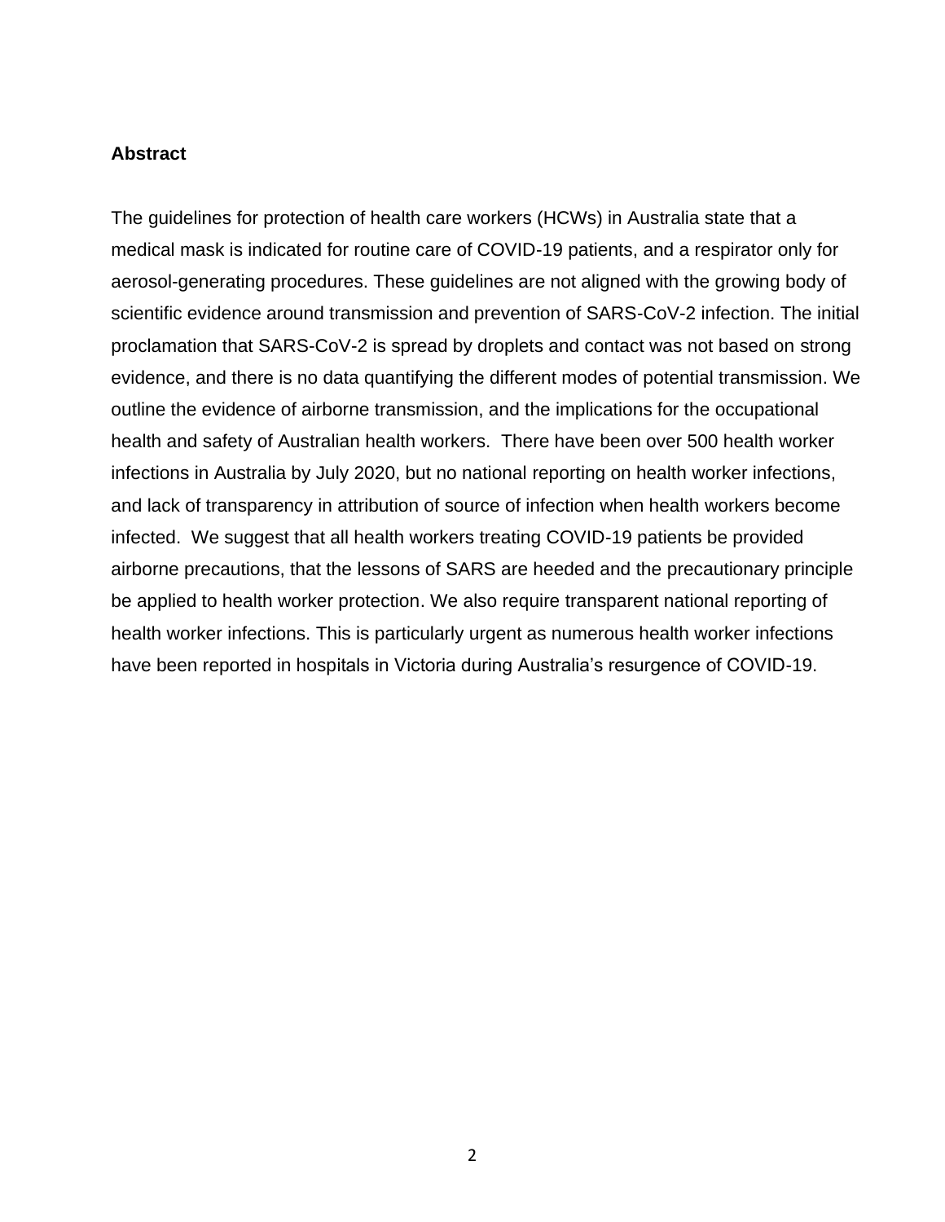## Abstract

The guidelines for protection of health care workers (HCWs) in Australia state that a medical mask is indicated for routine care of COVID-19 patients, and a respirator only for aerosol-generating procedures. These guidelines are not aligned with the growing body of scientific evidence around transmission and prevention of SARS-CoV-2 infection. The initial proclamation that SARS-CoV-2 is spread by droplets and contact was not based on strong evidence, and there is no data quantifying the different modes of potential transmission. We outline the evidence of airborne transmission, and the implications for the occupational health and safety of Australian health workers. There have been over 500 health worker infections in Australia by July 2020, but no national reporting on health worker infections, and lack of transparency in attribution of source of infection when health workers become infected. We suggest that all health workers treating COVID-19 patients be provided airborne precautions, that the lessons of SARS are heeded and the precautionary principle be applied to health worker protection. We also require transparent national reporting of health worker infections. This is particularly urgent as numerous health worker infections have been reported in hospitals in Victoria during Australia's resurgence of COVID-19.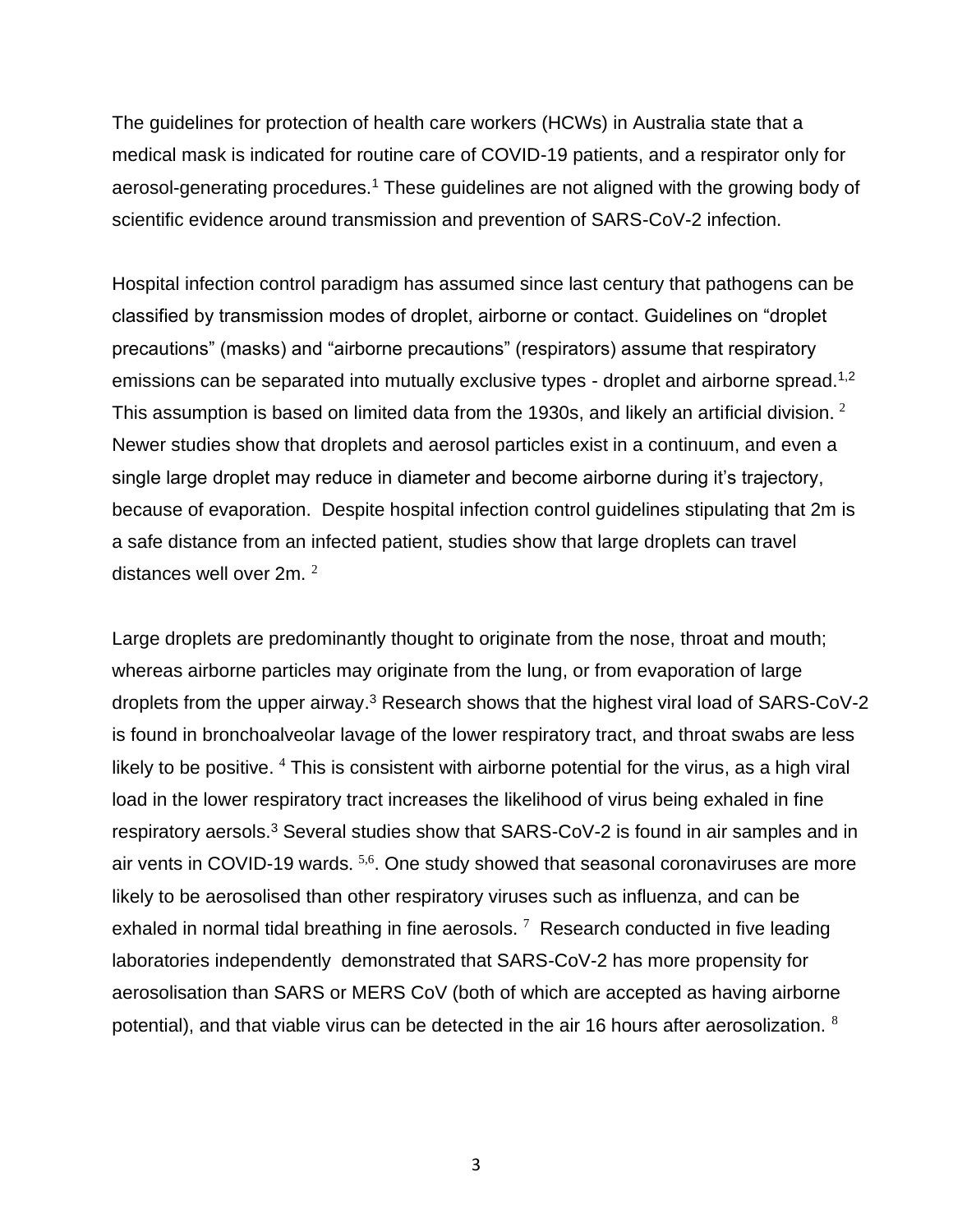The guidelines for protection of health care workers (HCWs) in Australia state that a medical mask is indicated for routine care of COVID-19 patients, and a respirator only for aerosol-generating procedures.[1] These guidelines are not aligned with the growing body of scientific evidence around transmission and prevention of SARS-CoV-2 infection.

Hospital infection control paradigm has assumed since last century that pathogens can be classified by transmission modes of droplet, airborne or contact. Guidelines on "droplet precautions" (masks) and "airborne precautions" (respirators) assume that respiratory emissions can be separated into mutually exclusive types - droplet and airborne spread.[1,2] This assumption is based on limited data from the 1930s, and likely an artificial division. [2] Newer studies show that droplets and aerosol particles exist in a continuum, and even a single large droplet may reduce in diameter and become airborne during it's trajectory, because of evaporation. Despite hospital infection control guidelines stipulating that 2m is a safe distance from an infected patient, studies show that large droplets can travel distances well over 2m. [2]

Large droplets are predominantly thought to originate from the nose, throat and mouth; whereas airborne particles may originate from the lung, or from evaporation of large droplets from the upper airway.[3] Research shows that the highest viral load of SARS-CoV-2 is found in bronchoalveolar lavage of the lower respiratory tract, and throat swabs are less likely to be positive. [4] This is consistent with airborne potential for the virus, as a high viral load in the lower respiratory tract increases the likelihood of virus being exhaled in fine respiratory aersols.[3] Several studies show that SARS-CoV-2 is found in air samples and in air vents in COVID-19 wards. [5,6]. One study showed that seasonal coronaviruses are more likely to be aerosolised than other respiratory viruses such as influenza, and can be exhaled in normal tidal breathing in fine aerosols. [7] Research conducted in five leading laboratories independently demonstrated that SARS-CoV-2 has more propensity for aerosolisation than SARS or MERS CoV (both of which are accepted as having airborne potential), and that viable virus can be detected in the air 16 hours after aerosolization. [8]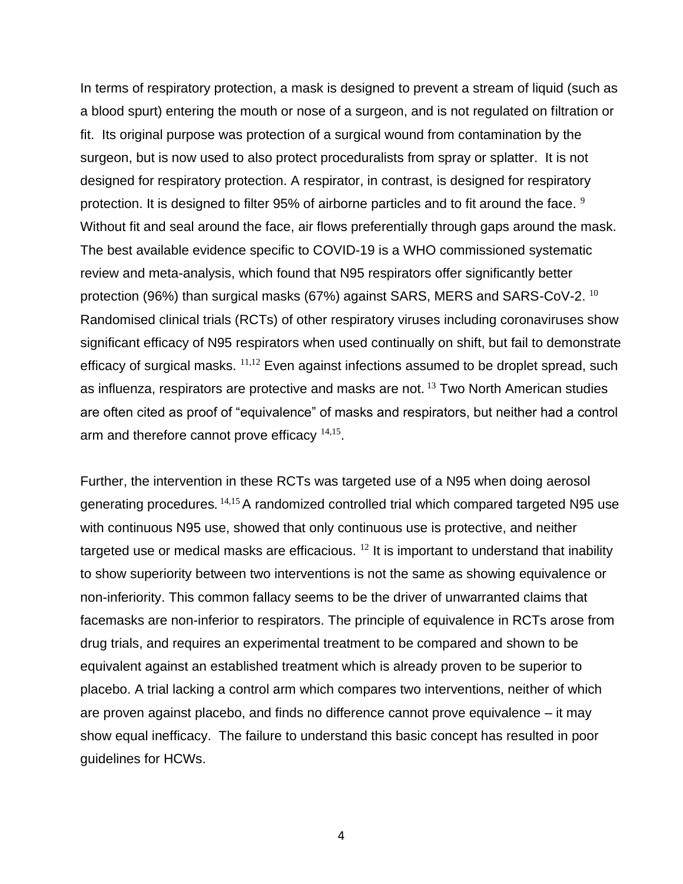In terms of respiratory protection, a mask is designed to prevent a stream of liquid (such as a blood spurt) entering the mouth or nose of a surgeon, and is not regulated on filtration or fit. Its original purpose was protection of a surgical wound from contamination by the surgeon, but is now used to also protect proceduralists from spray or splatter. It is not designed for respiratory protection. A respirator, in contrast, is designed for respiratory protection. It is designed to filter 95% of airborne particles and to fit around the face. [9] Without fit and seal around the face, air flows preferentially through gaps around the mask. The best available evidence specific to COVID-19 is a WHO commissioned systematic review and meta-analysis, which found that N95 respirators offer significantly better protection (96%) than surgical masks (67%) against SARS, MERS and SARS-CoV-2. [10] Randomised clinical trials (RCTs) of other respiratory viruses including coronaviruses show significant efficacy of N95 respirators when used continually on shift, but fail to demonstrate efficacy of surgical masks. [11,12] Even against infections assumed to be droplet spread, such as influenza, respirators are protective and masks are not. [13] Two North American studies are often cited as proof of "equivalence" of masks and respirators, but neither had a control arm and therefore cannot prove efficacy [14,15].

Further, the intervention in these RCTs was targeted use of a N95 when doing aerosol generating procedures. [14,15] A randomized controlled trial which compared targeted N95 use with continuous N95 use, showed that only continuous use is protective, and neither targeted use or medical masks are efficacious. [12] It is important to understand that inability to show superiority between two interventions is not the same as showing equivalence or non-inferiority. This common fallacy seems to be the driver of unwarranted claims that facemasks are non-inferior to respirators. The principle of equivalence in RCTs arose from drug trials, and requires an experimental treatment to be compared and shown to be equivalent against an established treatment which is already proven to be superior to placebo. A trial lacking a control arm which compares two interventions, neither of which are proven against placebo, and finds no difference cannot prove equivalence – it may show equal inefficacy. The failure to understand this basic concept has resulted in poor guidelines for HCWs.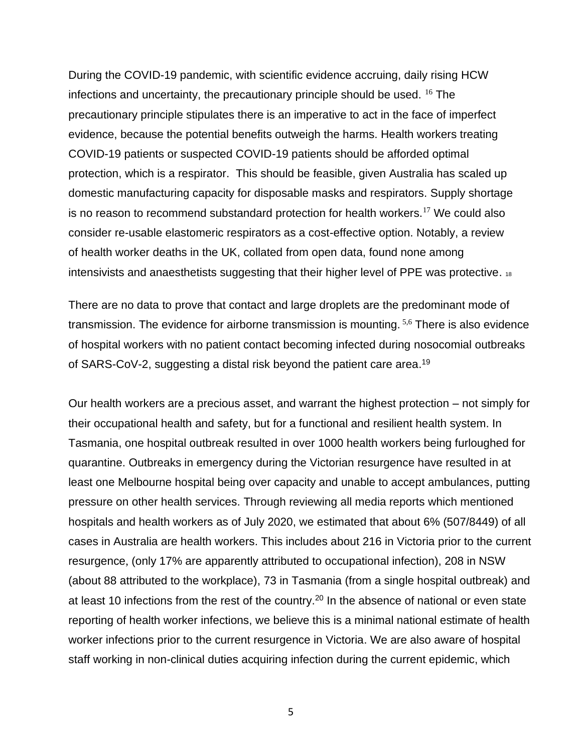During the COVID-19 pandemic, with scientific evidence accruing, daily rising HCW infections and uncertainty, the precautionary principle should be used. [16] The precautionary principle stipulates there is an imperative to act in the face of imperfect evidence, because the potential benefits outweigh the harms. Health workers treating COVID-19 patients or suspected COVID-19 patients should be afforded optimal protection, which is a respirator. This should be feasible, given Australia has scaled up domestic manufacturing capacity for disposable masks and respirators. Supply shortage is no reason to recommend substandard protection for health workers.[17] We could also consider re-usable elastomeric respirators as a cost-effective option. Notably, a review of health worker deaths in the UK, collated from open data, found none among intensivists and anaesthetists suggesting that their higher level of PPE was protective. [18]

There are no data to prove that contact and large droplets are the predominant mode of transmission. The evidence for airborne transmission is mounting. [5,6] There is also evidence of hospital workers with no patient contact becoming infected during nosocomial outbreaks of SARS-CoV-2, suggesting a distal risk beyond the patient care area.[19]

Our health workers are a precious asset, and warrant the highest protection – not simply for their occupational health and safety, but for a functional and resilient health system. In Tasmania, one hospital outbreak resulted in over 1000 health workers being furloughed for quarantine. Outbreaks in emergency during the Victorian resurgence have resulted in at least one Melbourne hospital being over capacity and unable to accept ambulances, putting pressure on other health services. Through reviewing all media reports which mentioned hospitals and health workers as of July 2020, we estimated that about 6% (507/8449) of all cases in Australia are health workers. This includes about 216 in Victoria prior to the current resurgence, (only 17% are apparently attributed to occupational infection), 208 in NSW (about 88 attributed to the workplace), 73 in Tasmania (from a single hospital outbreak) and at least 10 infections from the rest of the country.[20] In the absence of national or even state reporting of health worker infections, we believe this is a minimal national estimate of health worker infections prior to the current resurgence in Victoria. We are also aware of hospital staff working in non-clinical duties acquiring infection during the current epidemic, which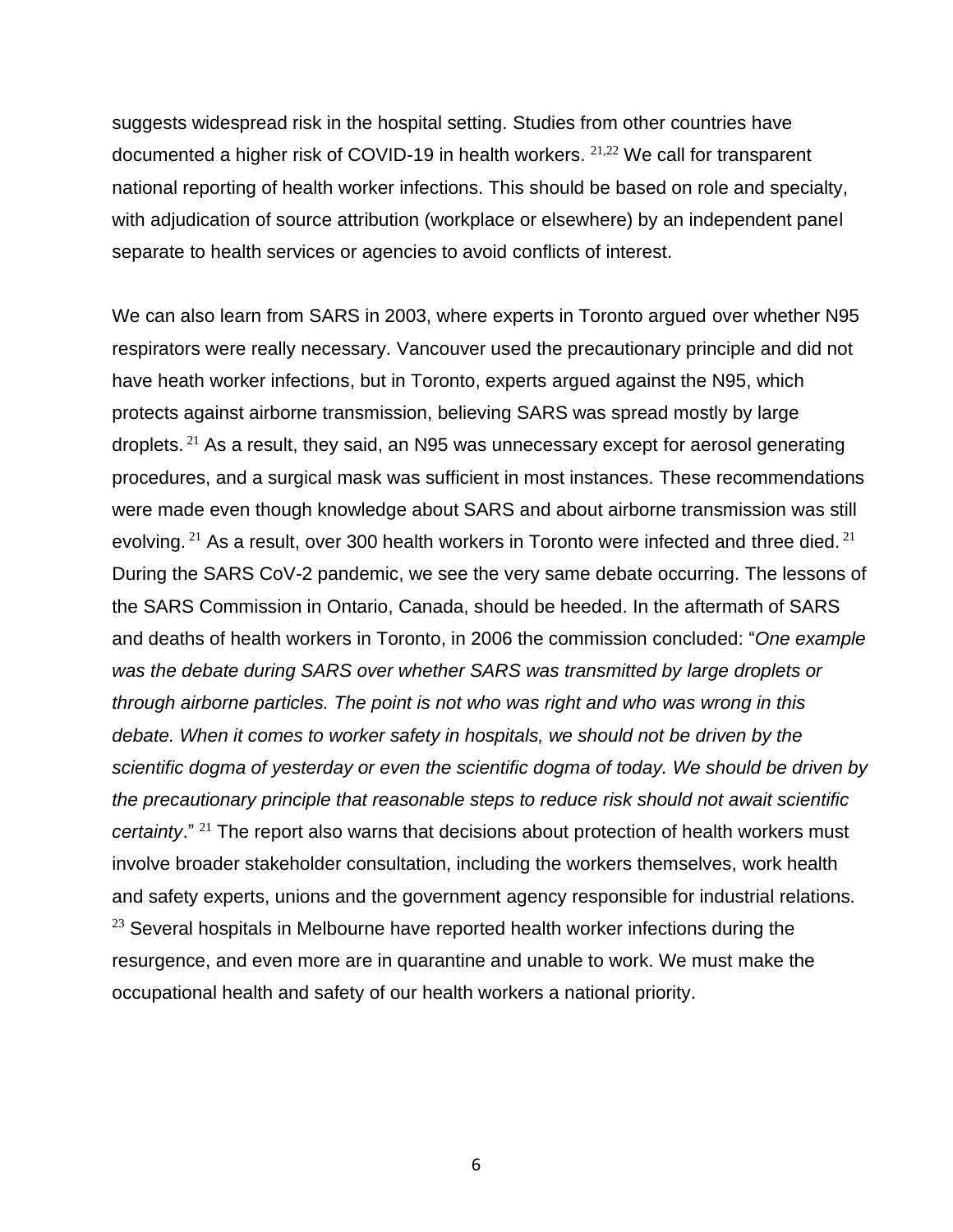suggests widespread risk in the hospital setting. Studies from other countries have documented a higher risk of COVID-19 in health workers. [21,22] We call for transparent national reporting of health worker infections. This should be based on role and specialty, with adjudication of source attribution (workplace or elsewhere) by an independent panel separate to health services or agencies to avoid conflicts of interest.

We can also learn from SARS in 2003, where experts in Toronto argued over whether N95 respirators were really necessary. Vancouver used the precautionary principle and did not have heath worker infections, but in Toronto, experts argued against the N95, which protects against airborne transmission, believing SARS was spread mostly by large droplets. [21] As a result, they said, an N95 was unnecessary except for aerosol generating procedures, and a surgical mask was sufficient in most instances. These recommendations were made even though knowledge about SARS and about airborne transmission was still evolving. [21] As a result, over 300 health workers in Toronto were infected and three died. [21] During the SARS CoV-2 pandemic, we see the very same debate occurring. The lessons of the SARS Commission in Ontario, Canada, should be heeded. In the aftermath of SARS and deaths of health workers in Toronto, in 2006 the commission concluded: "*One example was the debate during SARS over whether SARS was transmitted by large droplets or through airborne particles. The point is not who was right and who was wrong in this debate. When it comes to worker safety in hospitals, we should not be driven by the scientific dogma of yesterday or even the scientific dogma of today. We should be driven by the precautionary principle that reasonable steps to reduce risk should not await scientific certainty*." [21] The report also warns that decisions about protection of health workers must involve broader stakeholder consultation, including the workers themselves, work health and safety experts, unions and the government agency responsible for industrial relations. [23] Several hospitals in Melbourne have reported health worker infections during the resurgence, and even more are in quarantine and unable to work. We must make the occupational health and safety of our health workers a national priority.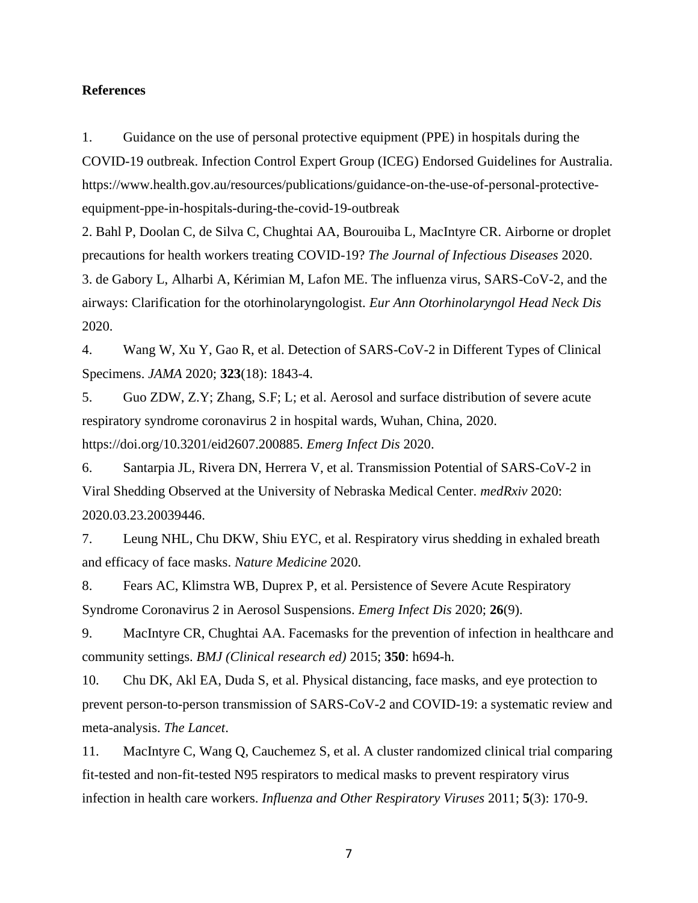**References**

1. Guidance on the use of personal protective equipment (PPE) in hospitals during the COVID-19 outbreak. Infection Control Expert Group (ICEG) Endorsed Guidelines for Australia. https://www.health.gov.au/resources/publications/guidance-on-the-use-of-personal-protective-equipment-ppe-in-hospitals-during-the-covid-19-outbreak

2. Bahl P, Doolan C, de Silva C, Chughtai AA, Bourouiba L, MacIntyre CR. Airborne or droplet precautions for health workers treating COVID-19? *The Journal of Infectious Diseases* 2020.

3. de Gabory L, Alharbi A, Kérimian M, Lafon ME. The influenza virus, SARS-CoV-2, and the airways: Clarification for the otorhinolaryngologist. *Eur Ann Otorhinolaryngol Head Neck Dis* 2020.

4. Wang W, Xu Y, Gao R, et al. Detection of SARS-CoV-2 in Different Types of Clinical Specimens. *JAMA* 2020; **323**(18): 1843-4.

5. Guo ZDW, Z.Y; Zhang, S.F; L; et al. Aerosol and surface distribution of severe acute respiratory syndrome coronavirus 2 in hospital wards, Wuhan, China, 2020. https://doi.org/10.3201/eid2607.200885. *Emerg Infect Dis* 2020.

6. Santarpia JL, Rivera DN, Herrera V, et al. Transmission Potential of SARS-CoV-2 in Viral Shedding Observed at the University of Nebraska Medical Center. *medRxiv* 2020: 2020.03.23.20039446.

7. Leung NHL, Chu DKW, Shiu EYC, et al. Respiratory virus shedding in exhaled breath and efficacy of face masks. *Nature Medicine* 2020.

8. Fears AC, Klimstra WB, Duprex P, et al. Persistence of Severe Acute Respiratory Syndrome Coronavirus 2 in Aerosol Suspensions. *Emerg Infect Dis* 2020; **26**(9).

9. MacIntyre CR, Chughtai AA. Facemasks for the prevention of infection in healthcare and community settings. *BMJ (Clinical research ed)* 2015; **350**: h694-h.

10. Chu DK, Akl EA, Duda S, et al. Physical distancing, face masks, and eye protection to prevent person-to-person transmission of SARS-CoV-2 and COVID-19: a systematic review and meta-analysis. *The Lancet*.

11. MacIntyre C, Wang Q, Cauchemez S, et al. A cluster randomized clinical trial comparing fit-tested and non-fit-tested N95 respirators to medical masks to prevent respiratory virus infection in health care workers. *Influenza and Other Respiratory Viruses* 2011; **5**(3): 170-9.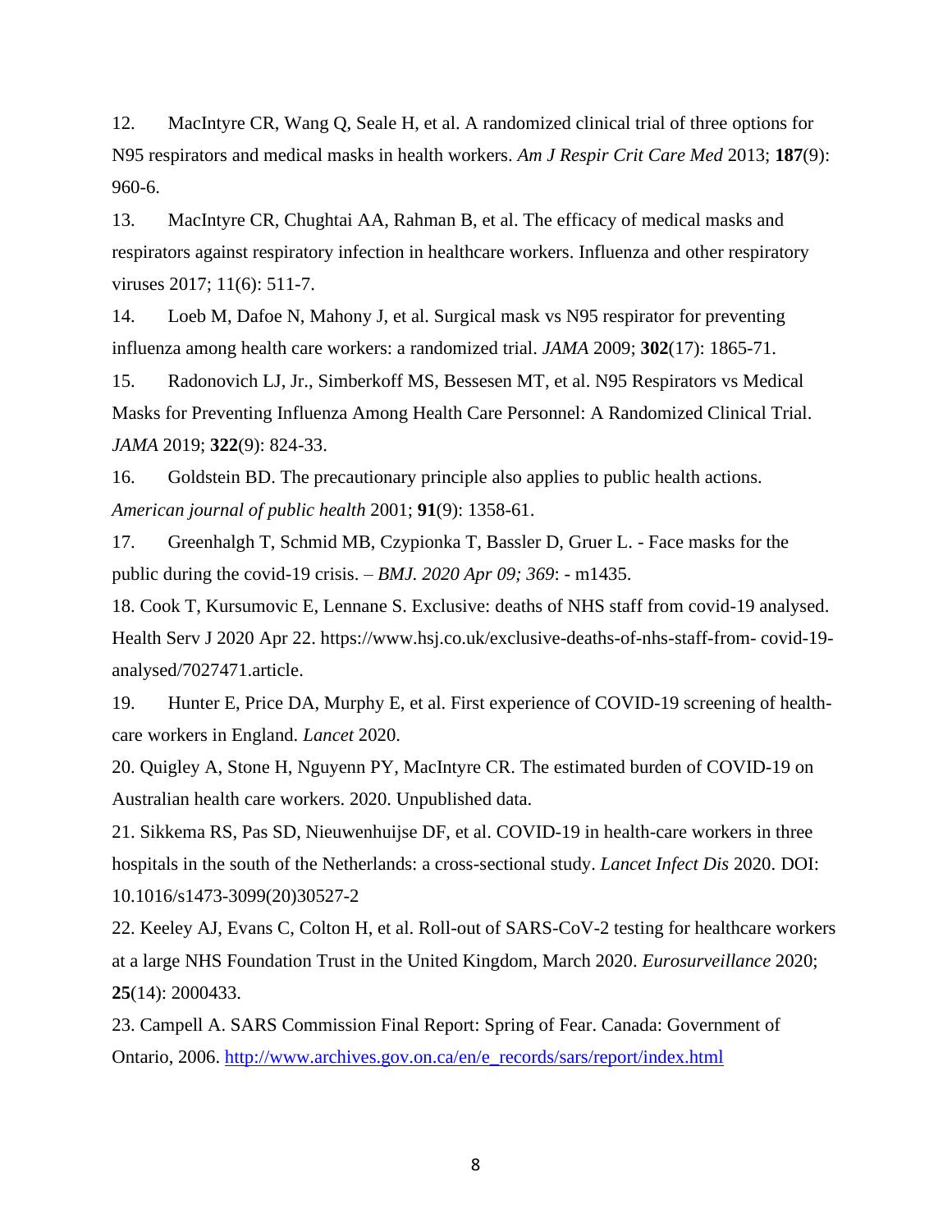12. MacIntyre CR, Wang Q, Seale H, et al. A randomized clinical trial of three options for N95 respirators and medical masks in health workers. *Am J Respir Crit Care Med* 2013; **187**(9): 960-6.

13. MacIntyre CR, Chughtai AA, Rahman B, et al. The efficacy of medical masks and respirators against respiratory infection in healthcare workers. Influenza and other respiratory viruses 2017; 11(6): 511-7.

14. Loeb M, Dafoe N, Mahony J, et al. Surgical mask vs N95 respirator for preventing influenza among health care workers: a randomized trial. *JAMA* 2009; **302**(17): 1865-71.

15. Radonovich LJ, Jr., Simberkoff MS, Bessesen MT, et al. N95 Respirators vs Medical Masks for Preventing Influenza Among Health Care Personnel: A Randomized Clinical Trial. *JAMA* 2019; **322**(9): 824-33.

16. Goldstein BD. The precautionary principle also applies to public health actions. *American journal of public health* 2001; **91**(9): 1358-61.

17. Greenhalgh T, Schmid MB, Czypionka T, Bassler D, Gruer L. - Face masks for the public during the covid-19 crisis. – *BMJ. 2020 Apr 09; 369*: - m1435.

18. Cook T, Kursumovic E, Lennane S. Exclusive: deaths of NHS staff from covid-19 analysed. Health Serv J 2020 Apr 22. https://www.hsj.co.uk/exclusive-deaths-of-nhs-staff-from- covid-19-analysed/7027471.article.

19. Hunter E, Price DA, Murphy E, et al. First experience of COVID-19 screening of health-care workers in England. *Lancet* 2020.

20. Quigley A, Stone H, Nguyenn PY, MacIntyre CR. The estimated burden of COVID-19 on Australian health care workers. 2020. Unpublished data.

21. Sikkema RS, Pas SD, Nieuwenhuijse DF, et al. COVID-19 in health-care workers in three hospitals in the south of the Netherlands: a cross-sectional study. *Lancet Infect Dis* 2020. DOI: 10.1016/s1473-3099(20)30527-2

22. Keeley AJ, Evans C, Colton H, et al. Roll-out of SARS-CoV-2 testing for healthcare workers at a large NHS Foundation Trust in the United Kingdom, March 2020. *Eurosurveillance* 2020; **25**(14): 2000433.

23. Campell A. SARS Commission Final Report: Spring of Fear. Canada: Government of Ontario, 2006. [http://www.archives.gov.on.ca/en/e_records/sars/report/index.html](http://www.archives.gov.on.ca/en/e_records/sars/report/index.html)